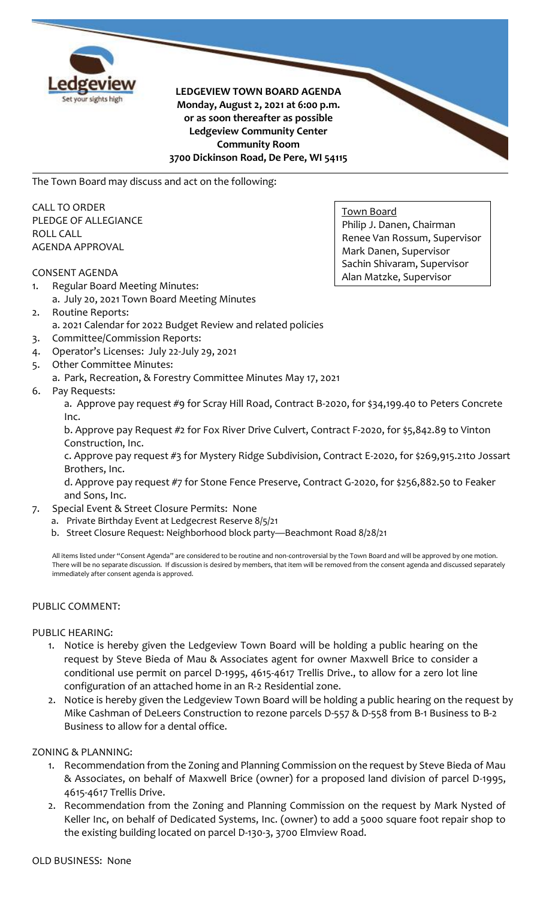**LEDGEVIEW TOWN BOARD AGENDA**
**Monday, August 2, 2021 at 6:00 p.m.**
**or as soon thereafter as possible**
**Ledgeview Community Center**
**Community Room**
**3700 Dickinson Road, De Pere, WI 54115**

The Town Board may discuss and act on the following:

Town Board
Philip J. Danen, Chairman
Renee Van Rossum, Supervisor
Mark Danen, Supervisor
Sachin Shivaram, Supervisor
Alan Matzke, Supervisor

CALL TO ORDER
PLEDGE OF ALLEGIANCE
ROLL CALL
AGENDA APPROVAL

CONSENT AGENDA

1. Regular Board Meeting Minutes:
   a. July 20, 2021 Town Board Meeting Minutes
2. Routine Reports:
   a. 2021 Calendar for 2022 Budget Review and related policies
3. Committee/Commission Reports:
4. Operator's Licenses: July 22-July 29, 2021
5. Other Committee Minutes:
   a. Park, Recreation, & Forestry Committee Minutes May 17, 2021
6. Pay Requests:
   a. Approve pay request #9 for Scray Hill Road, Contract B-2020, for $34,199.40 to Peters Concrete Inc.
   b. Approve pay Request #2 for Fox River Drive Culvert, Contract F-2020, for $5,842.89 to Vinton Construction, Inc.
   c. Approve pay request #3 for Mystery Ridge Subdivision, Contract E-2020, for $269,915.21to Jossart Brothers, Inc.
   d. Approve pay request #7 for Stone Fence Preserve, Contract G-2020, for $256,882.50 to Feaker and Sons, Inc.
7. Special Event & Street Closure Permits: None
   a. Private Birthday Event at Ledgecrest Reserve 8/5/21
   b. Street Closure Request: Neighborhood block party—Beachmont Road 8/28/21

All items listed under "Consent Agenda" are considered to be routine and non-controversial by the Town Board and will be approved by one motion. There will be no separate discussion. If discussion is desired by members, that item will be removed from the consent agenda and discussed separately immediately after consent agenda is approved.

PUBLIC COMMENT:

PUBLIC HEARING:

1. Notice is hereby given the Ledgeview Town Board will be holding a public hearing on the request by Steve Bieda of Mau & Associates agent for owner Maxwell Brice to consider a conditional use permit on parcel D-1995, 4615-4617 Trellis Drive., to allow for a zero lot line configuration of an attached home in an R-2 Residential zone.
2. Notice is hereby given the Ledgeview Town Board will be holding a public hearing on the request by Mike Cashman of DeLeers Construction to rezone parcels D-557 & D-558 from B-1 Business to B-2 Business to allow for a dental office.

ZONING & PLANNING:

1. Recommendation from the Zoning and Planning Commission on the request by Steve Bieda of Mau & Associates, on behalf of Maxwell Brice (owner) for a proposed land division of parcel D-1995, 4615-4617 Trellis Drive.
2. Recommendation from the Zoning and Planning Commission on the request by Mark Nysted of Keller Inc, on behalf of Dedicated Systems, Inc. (owner) to add a 5000 square foot repair shop to the existing building located on parcel D-130-3, 3700 Elmview Road.

OLD BUSINESS: None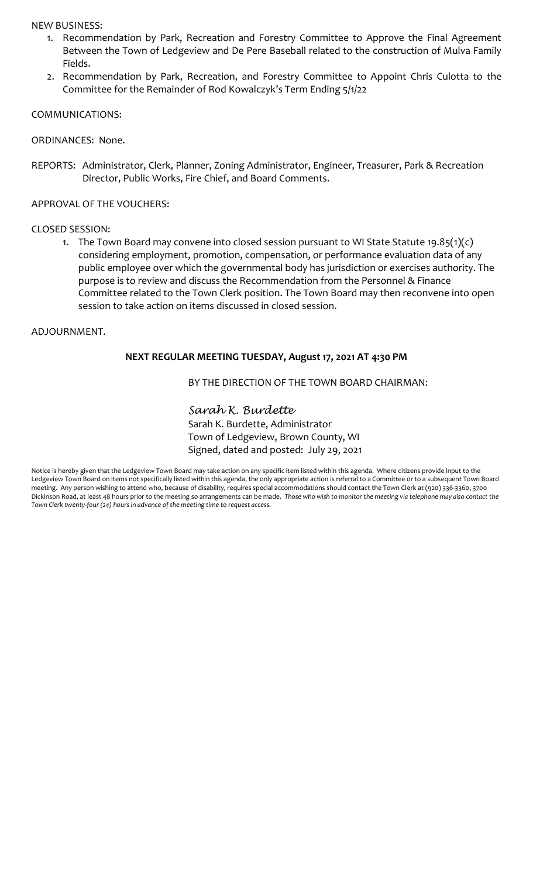NEW BUSINESS:

1. Recommendation by Park, Recreation and Forestry Committee to Approve the Final Agreement Between the Town of Ledgeview and De Pere Baseball related to the construction of Mulva Family Fields.
2. Recommendation by Park, Recreation, and Forestry Committee to Appoint Chris Culotta to the Committee for the Remainder of Rod Kowalczyk's Term Ending 5/1/22

COMMUNICATIONS:

ORDINANCES: None.

REPORTS: Administrator, Clerk, Planner, Zoning Administrator, Engineer, Treasurer, Park & Recreation Director, Public Works, Fire Chief, and Board Comments.

APPROVAL OF THE VOUCHERS:

CLOSED SESSION:

1. The Town Board may convene into closed session pursuant to WI State Statute 19.85(1)(c) considering employment, promotion, compensation, or performance evaluation data of any public employee over which the governmental body has jurisdiction or exercises authority. The purpose is to review and discuss the Recommendation from the Personnel & Finance Committee related to the Town Clerk position. The Town Board may then reconvene into open session to take action on items discussed in closed session.

ADJOURNMENT.

**NEXT REGULAR MEETING TUESDAY, August 17, 2021 AT 4:30 PM**

BY THE DIRECTION OF THE TOWN BOARD CHAIRMAN:

*Sarah K. Burdette*
Sarah K. Burdette, Administrator
Town of Ledgeview, Brown County, WI
Signed, dated and posted: July 29, 2021

Notice is hereby given that the Ledgeview Town Board may take action on any specific item listed within this agenda. Where citizens provide input to the Ledgeview Town Board on items not specifically listed within this agenda, the only appropriate action is referral to a Committee or to a subsequent Town Board meeting. Any person wishing to attend who, because of disability, requires special accommodations should contact the Town Clerk at (920) 336-3360, 3700 Dickinson Road, at least 48 hours prior to the meeting so arrangements can be made. *Those who wish to monitor the meeting via telephone may also contact the Town Clerk twenty-four (24) hours in advance of the meeting time to request access.*